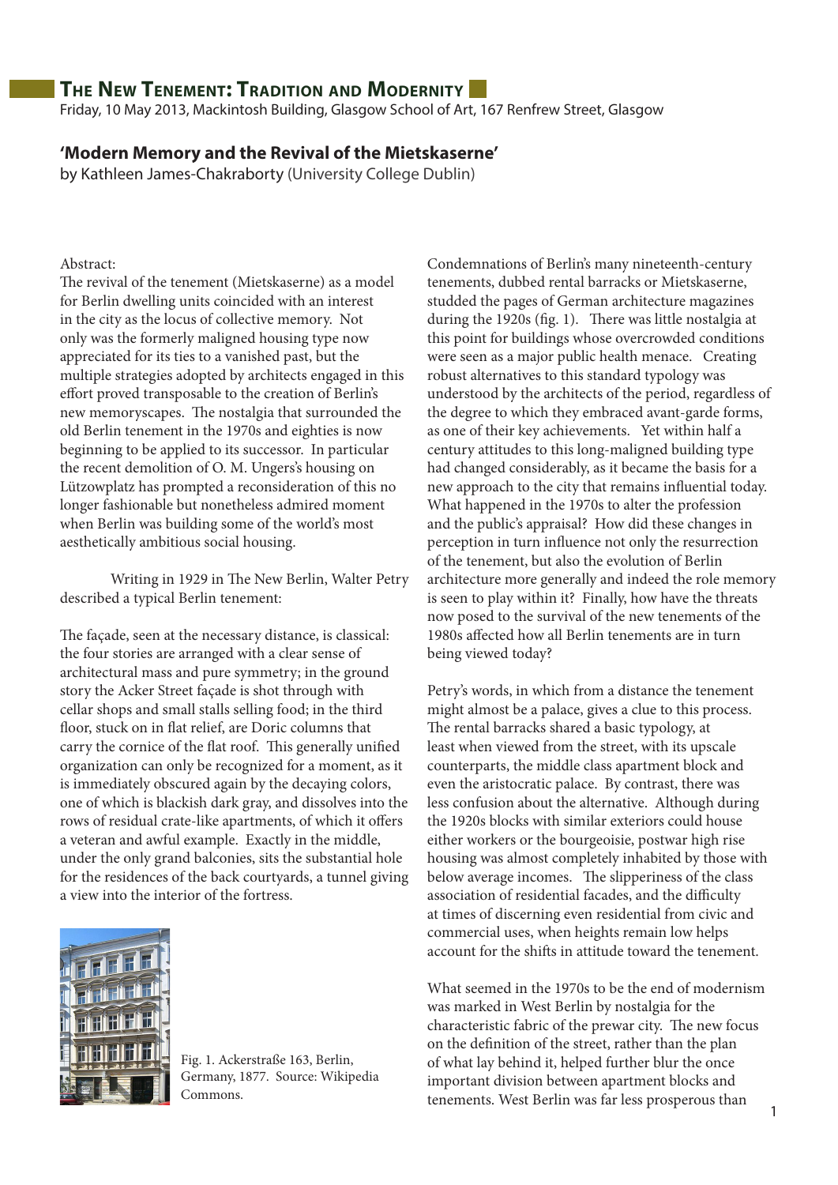# The New Tenement: Tradition and Modernity

Friday, 10 May 2013, Mackintosh Building, Glasgow School of Art, 167 Renfrew Street, Glasgow

## 'Modern Memory and the Revival of the Mietskaserne'

by Kathleen James-Chakraborty (University College Dublin)

Abstract:
The revival of the tenement (Mietskaserne) as a model for Berlin dwelling units coincided with an interest in the city as the locus of collective memory. Not only was the formerly maligned housing type now appreciated for its ties to a vanished past, but the multiple strategies adopted by architects engaged in this effort proved transposable to the creation of Berlin's new memoryscapes. The nostalgia that surrounded the old Berlin tenement in the 1970s and eighties is now beginning to be applied to its successor. In particular the recent demolition of O. M. Ungers's housing on Lützowplatz has prompted a reconsideration of this no longer fashionable but nonetheless admired moment when Berlin was building some of the world's most aesthetically ambitious social housing.

Writing in 1929 in The New Berlin, Walter Petry described a typical Berlin tenement:

The façade, seen at the necessary distance, is classical: the four stories are arranged with a clear sense of architectural mass and pure symmetry; in the ground story the Acker Street façade is shot through with cellar shops and small stalls selling food; in the third floor, stuck on in flat relief, are Doric columns that carry the cornice of the flat roof. This generally unified organization can only be recognized for a moment, as it is immediately obscured again by the decaying colors, one of which is blackish dark gray, and dissolves into the rows of residual crate-like apartments, of which it offers a veteran and awful example. Exactly in the middle, under the only grand balconies, sits the substantial hole for the residences of the back courtyards, a tunnel giving a view into the interior of the fortress.

Fig. 1. Ackerstraße 163, Berlin, Germany, 1877. Source: Wikipedia Commons.

Condemnations of Berlin's many nineteenth-century tenements, dubbed rental barracks or Mietskaserne, studded the pages of German architecture magazines during the 1920s (fig. 1). There was little nostalgia at this point for buildings whose overcrowded conditions were seen as a major public health menace. Creating robust alternatives to this standard typology was understood by the architects of the period, regardless of the degree to which they embraced avant-garde forms, as one of their key achievements. Yet within half a century attitudes to this long-maligned building type had changed considerably, as it became the basis for a new approach to the city that remains influential today. What happened in the 1970s to alter the profession and the public's appraisal? How did these changes in perception in turn influence not only the resurrection of the tenement, but also the evolution of Berlin architecture more generally and indeed the role memory is seen to play within it? Finally, how have the threats now posed to the survival of the new tenements of the 1980s affected how all Berlin tenements are in turn being viewed today?

Petry's words, in which from a distance the tenement might almost be a palace, gives a clue to this process. The rental barracks shared a basic typology, at least when viewed from the street, with its upscale counterparts, the middle class apartment block and even the aristocratic palace. By contrast, there was less confusion about the alternative. Although during the 1920s blocks with similar exteriors could house either workers or the bourgeoisie, postwar high rise housing was almost completely inhabited by those with below average incomes. The slipperiness of the class association of residential facades, and the difficulty at times of discerning even residential from civic and commercial uses, when heights remain low helps account for the shifts in attitude toward the tenement.

What seemed in the 1970s to be the end of modernism was marked in West Berlin by nostalgia for the characteristic fabric of the prewar city. The new focus on the definition of the street, rather than the plan of what lay behind it, helped further blur the once important division between apartment blocks and tenements. West Berlin was far less prosperous than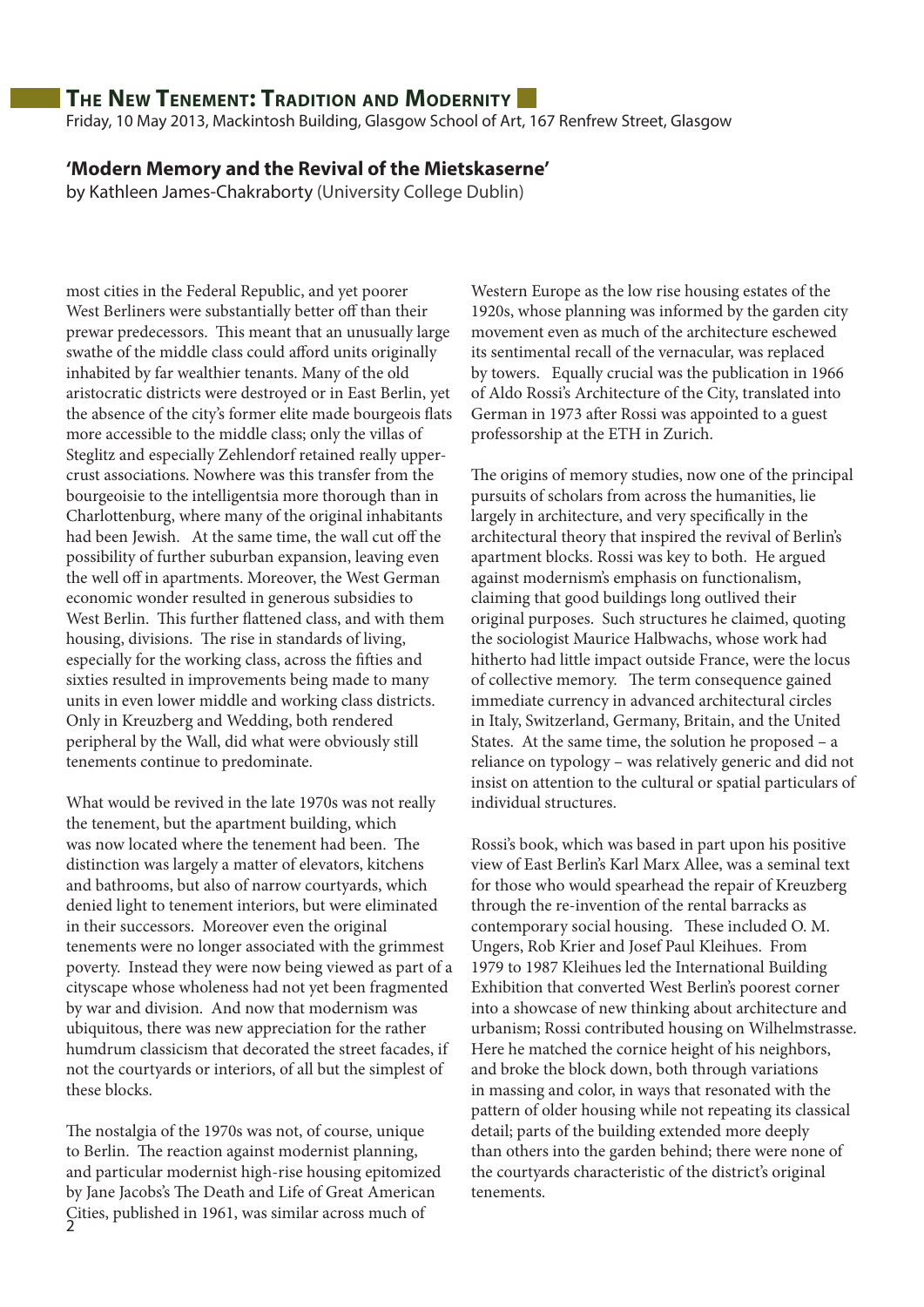most cities in the Federal Republic, and yet poorer West Berliners were substantially better off than their prewar predecessors. This meant that an unusually large swathe of the middle class could afford units originally inhabited by far wealthier tenants. Many of the old aristocratic districts were destroyed or in East Berlin, yet the absence of the city's former elite made bourgeois flats more accessible to the middle class; only the villas of Steglitz and especially Zehlendorf retained really upper-crust associations. Nowhere was this transfer from the bourgeoisie to the intelligentsia more thorough than in Charlottenburg, where many of the original inhabitants had been Jewish. At the same time, the wall cut off the possibility of further suburban expansion, leaving even the well off in apartments. Moreover, the West German economic wonder resulted in generous subsidies to West Berlin. This further flattened class, and with them housing, divisions. The rise in standards of living, especially for the working class, across the fifties and sixties resulted in improvements being made to many units in even lower middle and working class districts. Only in Kreuzberg and Wedding, both rendered peripheral by the Wall, did what were obviously still tenements continue to predominate.

What would be revived in the late 1970s was not really the tenement, but the apartment building, which was now located where the tenement had been. The distinction was largely a matter of elevators, kitchens and bathrooms, but also of narrow courtyards, which denied light to tenement interiors, but were eliminated in their successors. Moreover even the original tenements were no longer associated with the grimmest poverty. Instead they were now being viewed as part of a cityscape whose wholeness had not yet been fragmented by war and division. And now that modernism was ubiquitous, there was new appreciation for the rather humdrum classicism that decorated the street facades, if not the courtyards or interiors, of all but the simplest of these blocks.

The nostalgia of the 1970s was not, of course, unique to Berlin. The reaction against modernist planning, and particular modernist high-rise housing epitomized by Jane Jacobs's The Death and Life of Great American Cities, published in 1961, was similar across much of Western Europe as the low rise housing estates of the 1920s, whose planning was informed by the garden city movement even as much of the architecture eschewed its sentimental recall of the vernacular, was replaced by towers. Equally crucial was the publication in 1966 of Aldo Rossi's Architecture of the City, translated into German in 1973 after Rossi was appointed to a guest professorship at the ETH in Zurich.

The origins of memory studies, now one of the principal pursuits of scholars from across the humanities, lie largely in architecture, and very specifically in the architectural theory that inspired the revival of Berlin's apartment blocks. Rossi was key to both. He argued against modernism's emphasis on functionalism, claiming that good buildings long outlived their original purposes. Such structures he claimed, quoting the sociologist Maurice Halbwachs, whose work had hitherto had little impact outside France, were the locus of collective memory. The term consequence gained immediate currency in advanced architectural circles in Italy, Switzerland, Germany, Britain, and the United States. At the same time, the solution he proposed – a reliance on typology – was relatively generic and did not insist on attention to the cultural or spatial particulars of individual structures.

Rossi's book, which was based in part upon his positive view of East Berlin's Karl Marx Allee, was a seminal text for those who would spearhead the repair of Kreuzberg through the re-invention of the rental barracks as contemporary social housing. These included O. M. Ungers, Rob Krier and Josef Paul Kleihues. From 1979 to 1987 Kleihues led the International Building Exhibition that converted West Berlin's poorest corner into a showcase of new thinking about architecture and urbanism; Rossi contributed housing on Wilhelmstrasse. Here he matched the cornice height of his neighbors, and broke the block down, both through variations in massing and color, in ways that resonated with the pattern of older housing while not repeating its classical detail; parts of the building extended more deeply than others into the garden behind; there were none of the courtyards characteristic of the district's original tenements.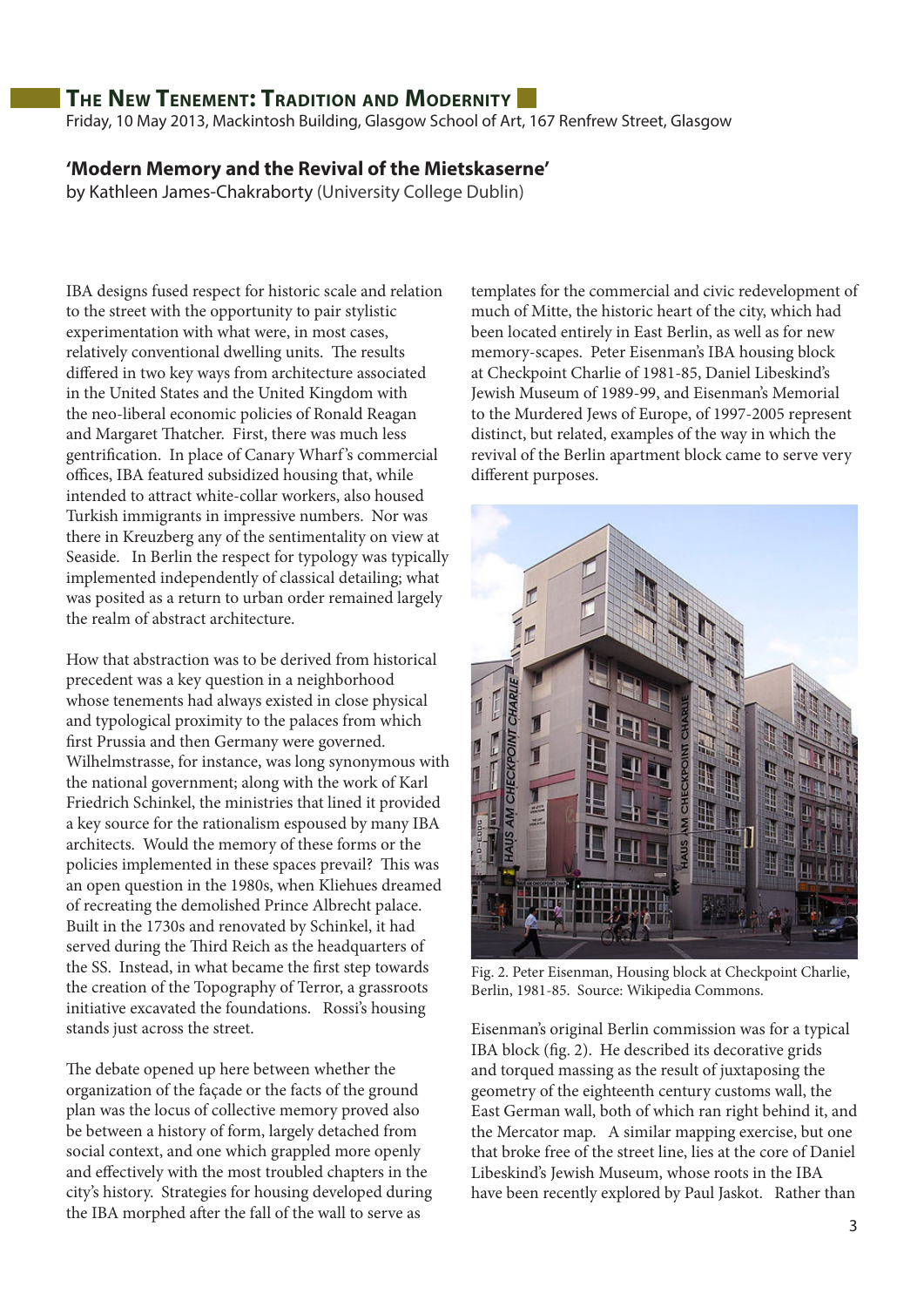# The New Tenement: Tradition and Modernity

Friday, 10 May 2013, Mackintosh Building, Glasgow School of Art, 167 Renfrew Street, Glasgow

## 'Modern Memory and the Revival of the Mietskaserne'

by Kathleen James-Chakraborty (University College Dublin)

IBA designs fused respect for historic scale and relation to the street with the opportunity to pair stylistic experimentation with what were, in most cases, relatively conventional dwelling units. The results differed in two key ways from architecture associated in the United States and the United Kingdom with the neo-liberal economic policies of Ronald Reagan and Margaret Thatcher. First, there was much less gentrification. In place of Canary Wharf's commercial offices, IBA featured subsidized housing that, while intended to attract white-collar workers, also housed Turkish immigrants in impressive numbers. Nor was there in Kreuzberg any of the sentimentality on view at Seaside. In Berlin the respect for typology was typically implemented independently of classical detailing; what was posited as a return to urban order remained largely the realm of abstract architecture.

How that abstraction was to be derived from historical precedent was a key question in a neighborhood whose tenements had always existed in close physical and typological proximity to the palaces from which first Prussia and then Germany were governed. Wilhelmstrasse, for instance, was long synonymous with the national government; along with the work of Karl Friedrich Schinkel, the ministries that lined it provided a key source for the rationalism espoused by many IBA architects. Would the memory of these forms or the policies implemented in these spaces prevail? This was an open question in the 1980s, when Kliehues dreamed of recreating the demolished Prince Albrecht palace. Built in the 1730s and renovated by Schinkel, it had served during the Third Reich as the headquarters of the SS. Instead, in what became the first step towards the creation of the Topography of Terror, a grassroots initiative excavated the foundations. Rossi's housing stands just across the street.

The debate opened up here between whether the organization of the façade or the facts of the ground plan was the locus of collective memory proved also be between a history of form, largely detached from social context, and one which grappled more openly and effectively with the most troubled chapters in the city's history. Strategies for housing developed during the IBA morphed after the fall of the wall to serve as templates for the commercial and civic redevelopment of much of Mitte, the historic heart of the city, which had been located entirely in East Berlin, as well as for new memory-scapes. Peter Eisenman's IBA housing block at Checkpoint Charlie of 1981-85, Daniel Libeskind's Jewish Museum of 1989-99, and Eisenman's Memorial to the Murdered Jews of Europe, of 1997-2005 represent distinct, but related, examples of the way in which the revival of the Berlin apartment block came to serve very different purposes.

Fig. 2. Peter Eisenman, Housing block at Checkpoint Charlie, Berlin, 1981-85. Source: Wikipedia Commons.

Eisenman's original Berlin commission was for a typical IBA block (fig. 2). He described its decorative grids and torqued massing as the result of juxtaposing the geometry of the eighteenth century customs wall, the East German wall, both of which ran right behind it, and the Mercator map. A similar mapping exercise, but one that broke free of the street line, lies at the core of Daniel Libeskind's Jewish Museum, whose roots in the IBA have been recently explored by Paul Jaskot. Rather than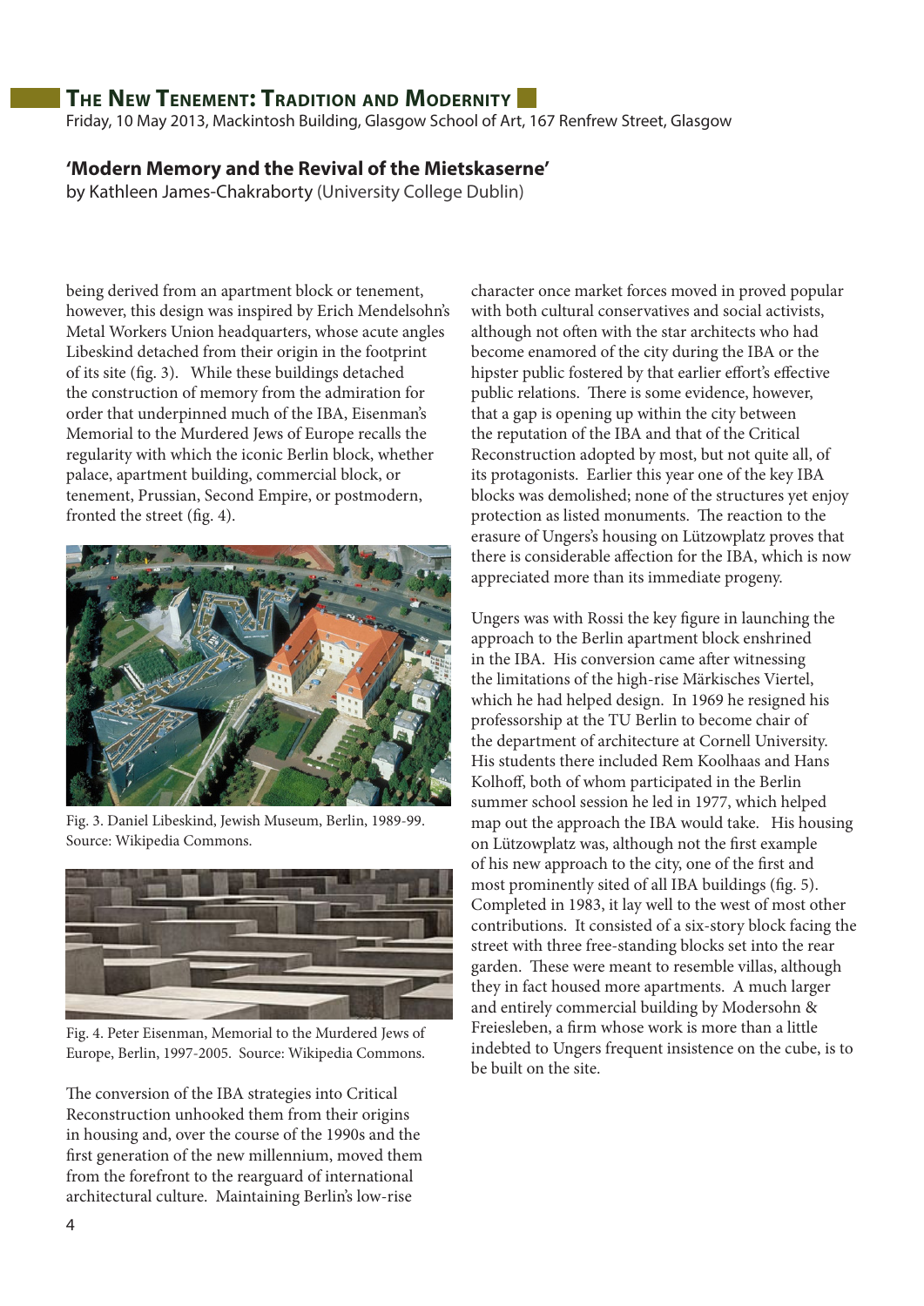# The New Tenement: Tradition and Modernity

Friday, 10 May 2013, Mackintosh Building, Glasgow School of Art, 167 Renfrew Street, Glasgow

## 'Modern Memory and the Revival of the Mietskaserne'

by Kathleen James-Chakraborty (University College Dublin)

being derived from an apartment block or tenement, however, this design was inspired by Erich Mendelsohn's Metal Workers Union headquarters, whose acute angles Libeskind detached from their origin in the footprint of its site (fig. 3). While these buildings detached the construction of memory from the admiration for order that underpinned much of the IBA, Eisenman's Memorial to the Murdered Jews of Europe recalls the regularity with which the iconic Berlin block, whether palace, apartment building, commercial block, or tenement, Prussian, Second Empire, or postmodern, fronted the street (fig. 4).

Fig. 3. Daniel Libeskind, Jewish Museum, Berlin, 1989-99. Source: Wikipedia Commons.

Fig. 4. Peter Eisenman, Memorial to the Murdered Jews of Europe, Berlin, 1997-2005. Source: Wikipedia Commons.

The conversion of the IBA strategies into Critical Reconstruction unhooked them from their origins in housing and, over the course of the 1990s and the first generation of the new millennium, moved them from the forefront to the rearguard of international architectural culture. Maintaining Berlin's low-rise character once market forces moved in proved popular with both cultural conservatives and social activists, although not often with the star architects who had become enamored of the city during the IBA or the hipster public fostered by that earlier effort's effective public relations. There is some evidence, however, that a gap is opening up within the city between the reputation of the IBA and that of the Critical Reconstruction adopted by most, but not quite all, of its protagonists. Earlier this year one of the key IBA blocks was demolished; none of the structures yet enjoy protection as listed monuments. The reaction to the erasure of Ungers's housing on Lützowplatz proves that there is considerable affection for the IBA, which is now appreciated more than its immediate progeny.

Ungers was with Rossi the key figure in launching the approach to the Berlin apartment block enshrined in the IBA. His conversion came after witnessing the limitations of the high-rise Märkisches Viertel, which he had helped design. In 1969 he resigned his professorship at the TU Berlin to become chair of the department of architecture at Cornell University. His students there included Rem Koolhaas and Hans Kolhoff, both of whom participated in the Berlin summer school session he led in 1977, which helped map out the approach the IBA would take. His housing on Lützowplatz was, although not the first example of his new approach to the city, one of the first and most prominently sited of all IBA buildings (fig. 5). Completed in 1983, it lay well to the west of most other contributions. It consisted of a six-story block facing the street with three free-standing blocks set into the rear garden. These were meant to resemble villas, although they in fact housed more apartments. A much larger and entirely commercial building by Modersohn & Freiesleben, a firm whose work is more than a little indebted to Ungers frequent insistence on the cube, is to be built on the site.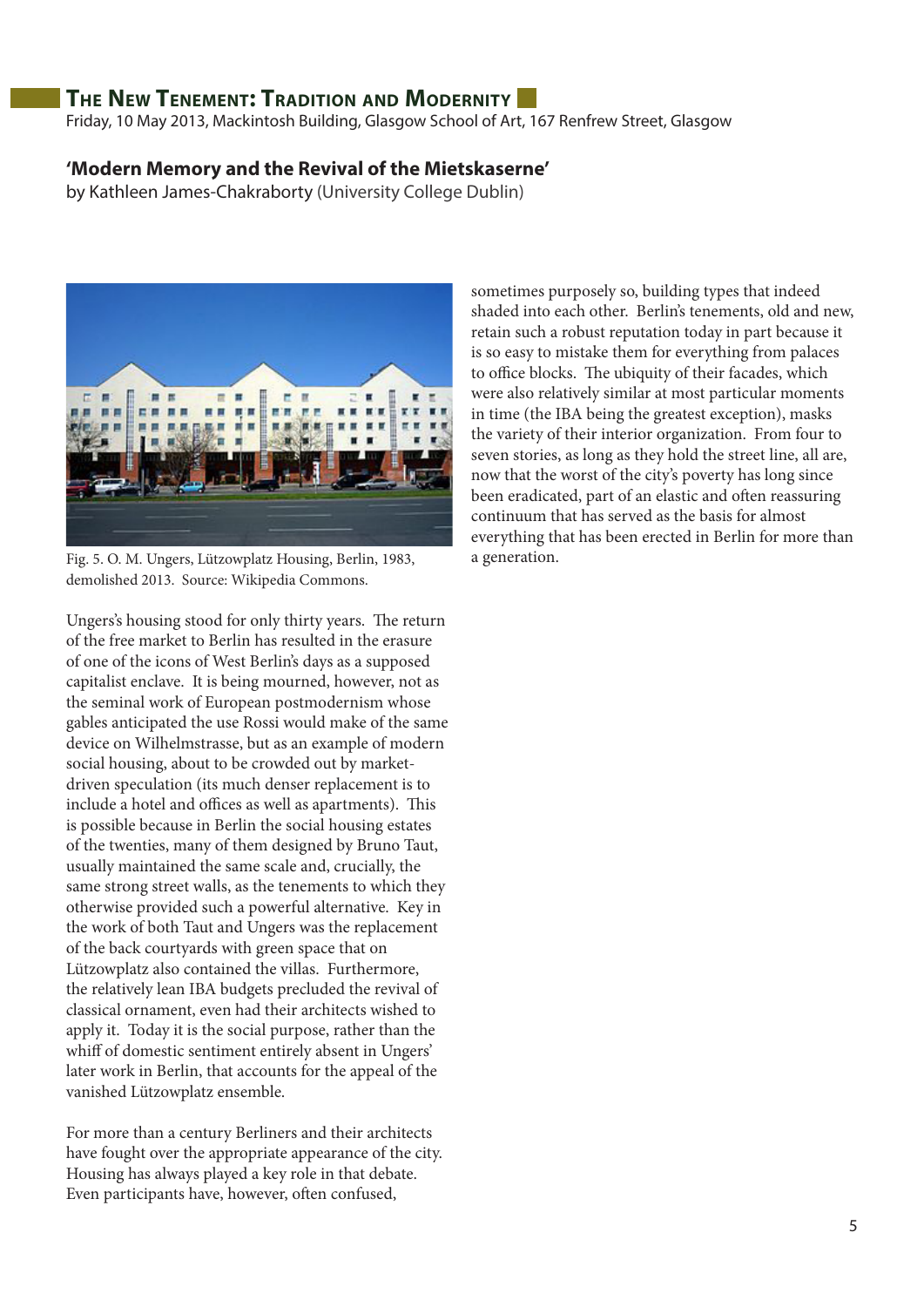## The New Tenement: Tradition and Modernity

Friday, 10 May 2013, Mackintosh Building, Glasgow School of Art, 167 Renfrew Street, Glasgow

**'Modern Memory and the Revival of the Mietskaserne'**
by Kathleen James-Chakraborty (University College Dublin)

Fig. 5. O. M. Ungers, Lützowplatz Housing, Berlin, 1983, demolished 2013. Source: Wikipedia Commons.

Ungers's housing stood for only thirty years. The return of the free market to Berlin has resulted in the erasure of one of the icons of West Berlin's days as a supposed capitalist enclave. It is being mourned, however, not as the seminal work of European postmodernism whose gables anticipated the use Rossi would make of the same device on Wilhelmstrasse, but as an example of modern social housing, about to be crowded out by market-driven speculation (its much denser replacement is to include a hotel and offices as well as apartments). This is possible because in Berlin the social housing estates of the twenties, many of them designed by Bruno Taut, usually maintained the same scale and, crucially, the same strong street walls, as the tenements to which they otherwise provided such a powerful alternative. Key in the work of both Taut and Ungers was the replacement of the back courtyards with green space that on Lützowplatz also contained the villas. Furthermore, the relatively lean IBA budgets precluded the revival of classical ornament, even had their architects wished to apply it. Today it is the social purpose, rather than the whiff of domestic sentiment entirely absent in Ungers' later work in Berlin, that accounts for the appeal of the vanished Lützowplatz ensemble.

For more than a century Berliners and their architects have fought over the appropriate appearance of the city. Housing has always played a key role in that debate. Even participants have, however, often confused, sometimes purposely so, building types that indeed shaded into each other. Berlin's tenements, old and new, retain such a robust reputation today in part because it is so easy to mistake them for everything from palaces to office blocks. The ubiquity of their facades, which were also relatively similar at most particular moments in time (the IBA being the greatest exception), masks the variety of their interior organization. From four to seven stories, as long as they hold the street line, all are, now that the worst of the city's poverty has long since been eradicated, part of an elastic and often reassuring continuum that has served as the basis for almost everything that has been erected in Berlin for more than a generation.